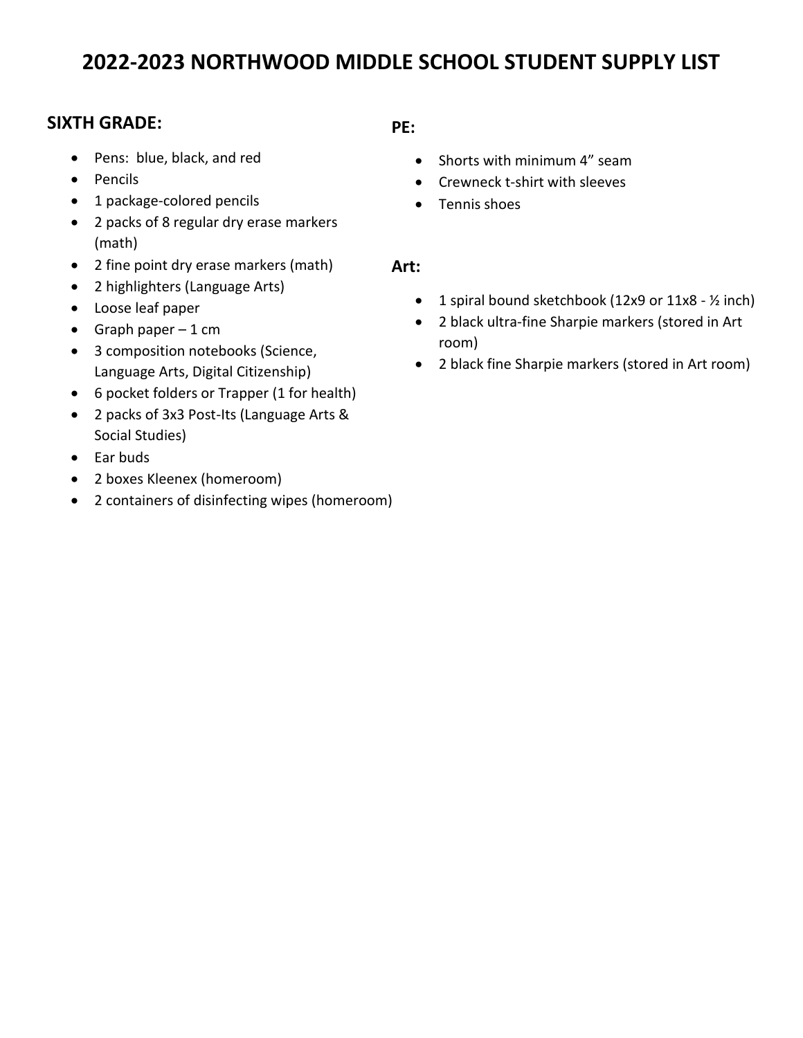# 2022-2023 NORTHWOOD MIDDLE SCHOOL STUDENT SUPPLY LIST

## SIXTH GRADE:

- Pens: blue, black, and red
- Pencils
- 1 package-colored pencils
- 2 packs of 8 regular dry erase markers (math)
- 2 fine point dry erase markers (math)
- 2 highlighters (Language Arts)
- Loose leaf paper
- Graph paper – 1 cm
- 3 composition notebooks (Science, Language Arts, Digital Citizenship)
- 6 pocket folders or Trapper (1 for health)
- 2 packs of 3x3 Post-Its (Language Arts & Social Studies)
- Ear buds
- 2 boxes Kleenex (homeroom)
- 2 containers of disinfecting wipes (homeroom)

## PE:

- Shorts with minimum 4" seam
- Crewneck t-shirt with sleeves
- Tennis shoes

## Art:

- 1 spiral bound sketchbook (12x9 or 11x8 - ½ inch)
- 2 black ultra-fine Sharpie markers (stored in Art room)
- 2 black fine Sharpie markers (stored in Art room)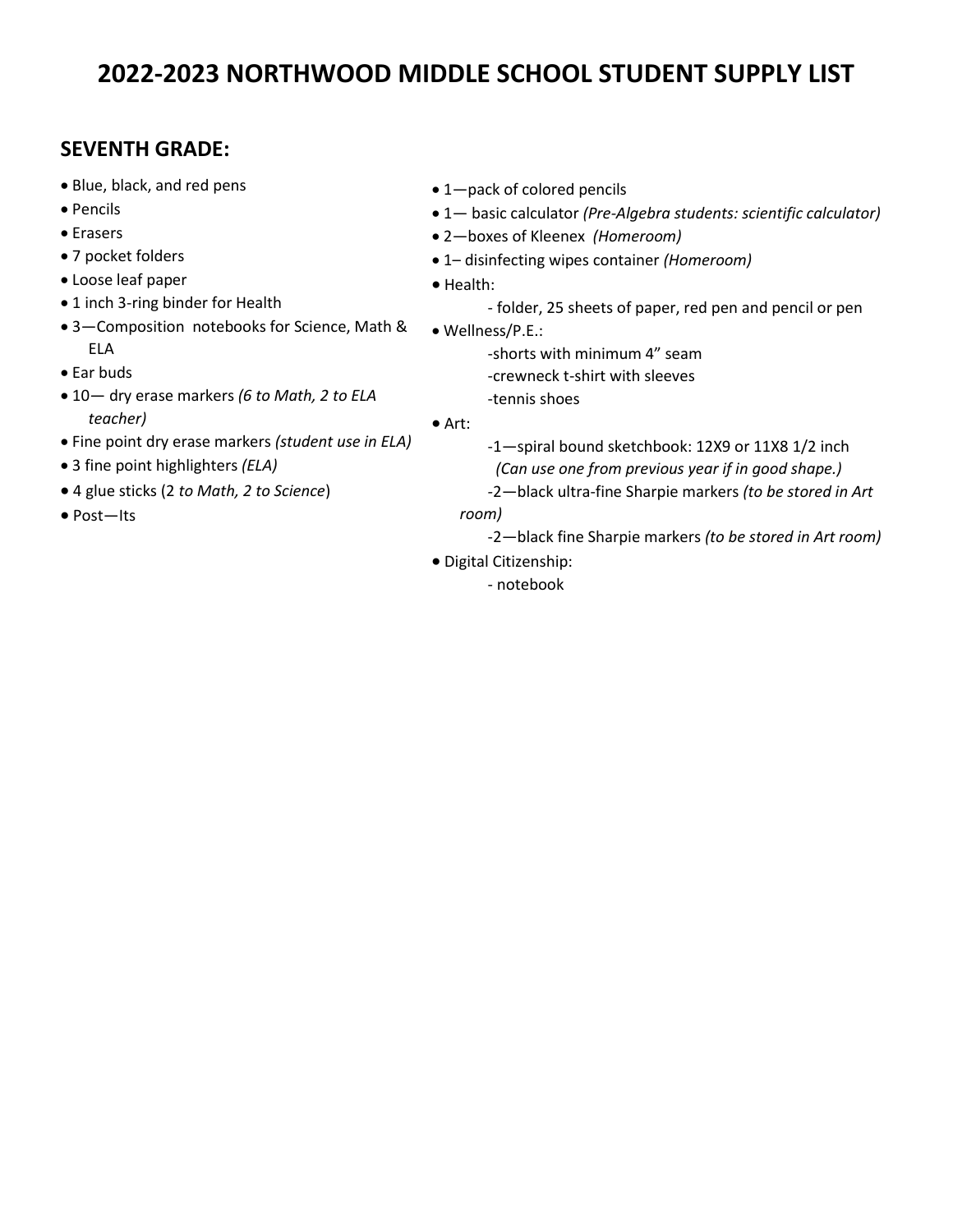# 2022-2023 NORTHWOOD MIDDLE SCHOOL STUDENT SUPPLY LIST

## SEVENTH GRADE:

- Blue, black, and red pens
- Pencils
- Erasers
- 7 pocket folders
- Loose leaf paper
- 1 inch 3-ring binder for Health
- 3—Composition notebooks for Science, Math & ELA
- Ear buds
- 10— dry erase markers *(6 to Math, 2 to ELA teacher)*
- Fine point dry erase markers *(student use in ELA)*
- 3 fine point highlighters *(ELA)*
- 4 glue sticks (2 *to Math, 2 to Science*)
- Post—Its
- 1—pack of colored pencils
- 1— basic calculator *(Pre-Algebra students: scientific calculator)*
- 2—boxes of Kleenex *(Homeroom)*
- 1– disinfecting wipes container *(Homeroom)*
- Health:
    - folder, 25 sheets of paper, red pen and pencil or pen
- Wellness/P.E.:
    - shorts with minimum 4" seam
    - crewneck t-shirt with sleeves
    - tennis shoes
- Art:
    - 1—spiral bound sketchbook: 12X9 or 11X8 1/2 inch *(Can use one from previous year if in good shape.)*
    - 2—black ultra-fine Sharpie markers *(to be stored in Art room)*
    - 2—black fine Sharpie markers *(to be stored in Art room)*
- Digital Citizenship:
    - notebook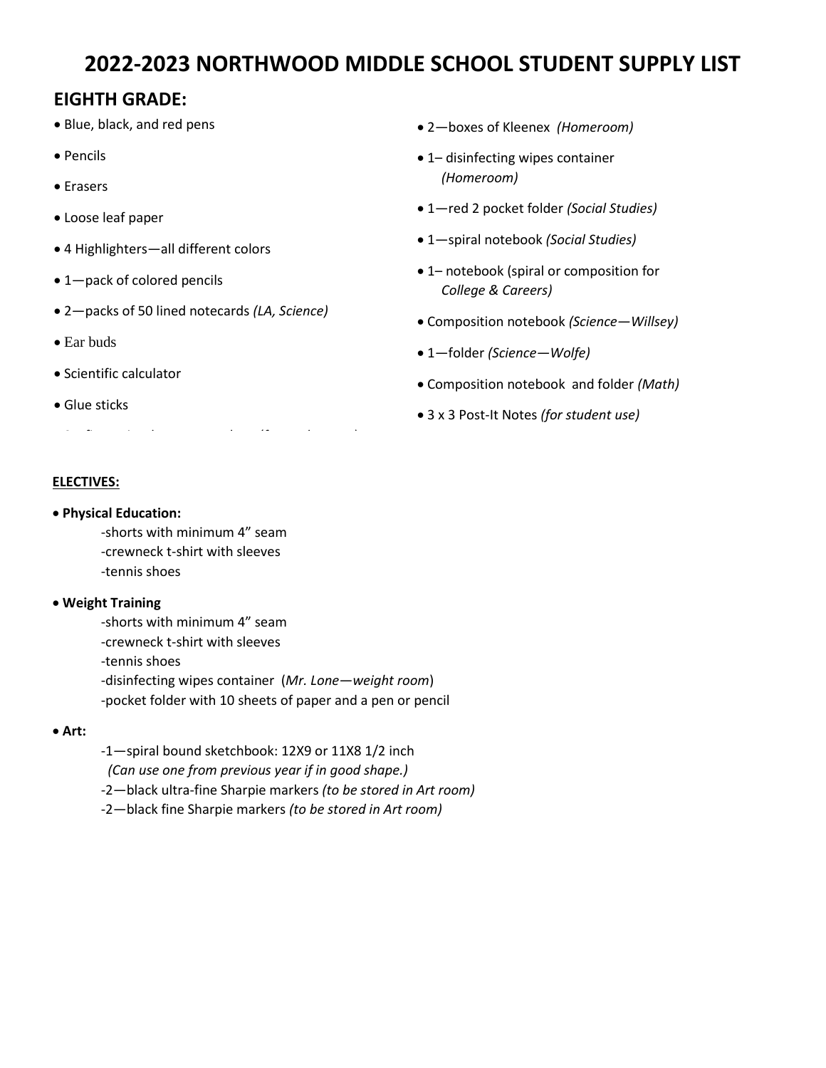# 2022-2023 NORTHWOOD MIDDLE SCHOOL STUDENT SUPPLY LIST

## EIGHTH GRADE:

- Blue, black, and red pens
- Pencils
- Erasers
- Loose leaf paper
- 4 Highlighters—all different colors
- 1—pack of colored pencils
- 2—packs of 50 lined notecards *(LA, Science)*
- Ear buds
- Scientific calculator
- Glue sticks
- 2—boxes of Kleenex *(Homeroom)*
- 1– disinfecting wipes container *(Homeroom)*
- 1—red 2 pocket folder *(Social Studies)*
- 1—spiral notebook *(Social Studies)*
- 1– notebook (spiral or composition for *College & Careers)*
- Composition notebook *(Science—Willsey)*
- 1—folder *(Science—Wolfe)*
- Composition notebook and folder *(Math)*
- 3 x 3 Post-It Notes *(for student use)*

**ELECTIVES:**

- **Physical Education:**
  - -shorts with minimum 4" seam
  - -crewneck t-shirt with sleeves
  - -tennis shoes
- **Weight Training**
  - -shorts with minimum 4" seam
  - -crewneck t-shirt with sleeves
  - -tennis shoes
  - -disinfecting wipes container (*Mr. Lone—weight room*)
  - -pocket folder with 10 sheets of paper and a pen or pencil
- **Art:**
  - -1—spiral bound sketchbook: 12X9 or 11X8 1/2 inch *(Can use one from previous year if in good shape.)*
  - -2—black ultra-fine Sharpie markers *(to be stored in Art room)*
  - -2—black fine Sharpie markers *(to be stored in Art room)*